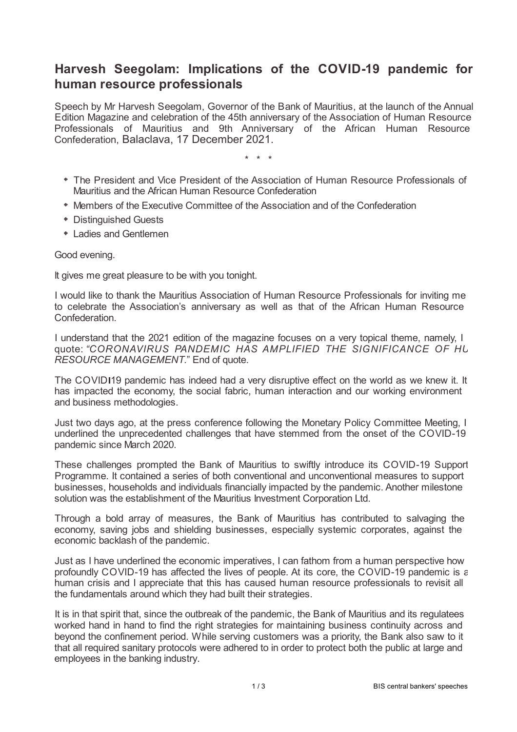# Harvesh Seegolam: Implications of the COVID-19 pandemic for human resource professionals

Speech by Mr Harvesh Seegolam, Governor of the Bank of Mauritius, at the launch of the Annual Edition Magazine and celebration of the 45th anniversary of the Association of Human Resource Professionals of Mauritius and 9th Anniversary of the African Human Resource Confederation, Balaclava, 17 December 2021.

\* \* \*

- The President and Vice President of the Association of Human Resource Professionals of Mauritius and the African Human Resource Confederation
- Members of the Executive Committee of the Association and of the Confederation
- Distinguished Guests
- Ladies and Gentlemen

Good evening.

It gives me great pleasure to be with you tonight.

I would like to thank the Mauritius Association of Human Resource Professionals for inviting me to celebrate the Association's anniversary as well as that of the African Human Resource Confederation.

I understand that the 2021 edition of the magazine focuses on a very topical theme, namely, I quote: *"CORONAVIRUS PANDEMIC HAS AMPLIFIED THE SIGNIFICANCE OF HUMAN RESOURCE MANAGEMENT.*" End of quote.

The COVID-19 pandemic has indeed had a very disruptive effect on the world as we knew it. It has impacted the economy, the social fabric, human interaction and our working environment and business methodologies.

Just two days ago, at the press conference following the Monetary Policy Committee Meeting, I underlined the unprecedented challenges that have stemmed from the onset of the COVID-19 pandemic since March 2020.

These challenges prompted the Bank of Mauritius to swiftly introduce its COVID-19 Support Programme. It contained a series of both conventional and unconventional measures to support businesses, households and individuals financially impacted by the pandemic. Another milestone solution was the establishment of the Mauritius Investment Corporation Ltd.

Through a bold array of measures, the Bank of Mauritius has contributed to salvaging the economy, saving jobs and shielding businesses, especially systemic corporates, against the economic backlash of the pandemic.

Just as I have underlined the economic imperatives, I can fathom from a human perspective how profoundly COVID-19 has affected the lives of people. At its core, the COVID-19 pandemic is a human crisis and I appreciate that this has caused human resource professionals to revisit all the fundamentals around which they had built their strategies.

It is in that spirit that, since the outbreak of the pandemic, the Bank of Mauritius and its regulatees worked hand in hand to find the right strategies for maintaining business continuity across and beyond the confinement period. While serving customers was a priority, the Bank also saw to it that all required sanitary protocols were adhered to in order to protect both the public at large and employees in the banking industry.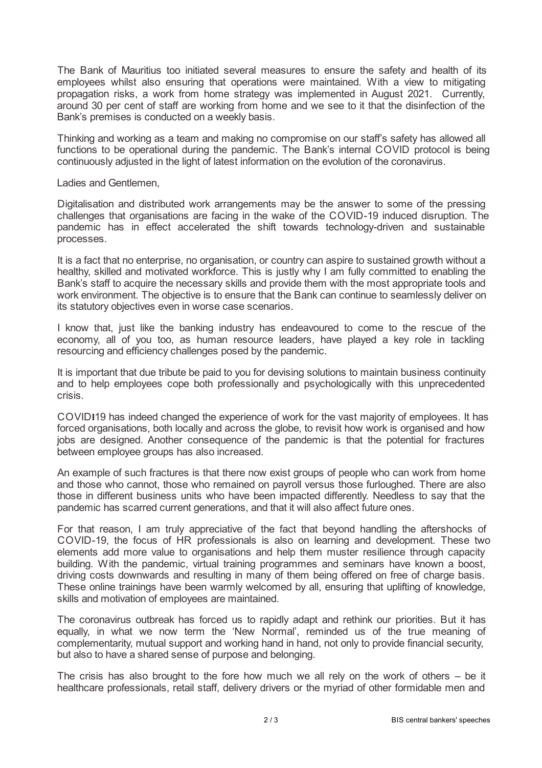The Bank of Mauritius too initiated several measures to ensure the safety and health of its employees whilst also ensuring that operations were maintained. With a view to mitigating propagation risks, a work from home strategy was implemented in August 2021. Currently, around 30 per cent of staff are working from home and we see to it that the disinfection of the Bank's premises is conducted on a weekly basis.

Thinking and working as a team and making no compromise on our staff's safety has allowed all functions to be operational during the pandemic. The Bank's internal COVID protocol is being continuously adjusted in the light of latest information on the evolution of the coronavirus.

Ladies and Gentlemen,

Digitalisation and distributed work arrangements may be the answer to some of the pressing challenges that organisations are facing in the wake of the COVID-19 induced disruption. The pandemic has in effect accelerated the shift towards technology-driven and sustainable processes.

It is a fact that no enterprise, no organisation, or country can aspire to sustained growth without a healthy, skilled and motivated workforce. This is justly why I am fully committed to enabling the Bank's staff to acquire the necessary skills and provide them with the most appropriate tools and work environment. The objective is to ensure that the Bank can continue to seamlessly deliver on its statutory objectives even in worse case scenarios.

I know that, just like the banking industry has endeavoured to come to the rescue of the economy, all of you too, as human resource leaders, have played a key role in tackling resourcing and efficiency challenges posed by the pandemic.

It is important that due tribute be paid to you for devising solutions to maintain business continuity and to help employees cope both professionally and psychologically with this unprecedented crisis.

COVID19 has indeed changed the experience of work for the vast majority of employees. It has forced organisations, both locally and across the globe, to revisit how work is organised and how jobs are designed. Another consequence of the pandemic is that the potential for fractures between employee groups has also increased.

An example of such fractures is that there now exist groups of people who can work from home and those who cannot, those who remained on payroll versus those furloughed. There are also those in different business units who have been impacted differently. Needless to say that the pandemic has scarred current generations, and that it will also affect future ones.

For that reason, I am truly appreciative of the fact that beyond handling the aftershocks of COVID-19, the focus of HR professionals is also on learning and development. These two elements add more value to organisations and help them muster resilience through capacity building. With the pandemic, virtual training programmes and seminars have known a boost, driving costs downwards and resulting in many of them being offered on free of charge basis. These online trainings have been warmly welcomed by all, ensuring that uplifting of knowledge, skills and motivation of employees are maintained.

The coronavirus outbreak has forced us to rapidly adapt and rethink our priorities. But it has equally, in what we now term the 'New Normal', reminded us of the true meaning of complementarity, mutual support and working hand in hand, not only to provide financial security, but also to have a shared sense of purpose and belonging.

The crisis has also brought to the fore how much we all rely on the work of others – be it healthcare professionals, retail staff, delivery drivers or the myriad of other formidable men and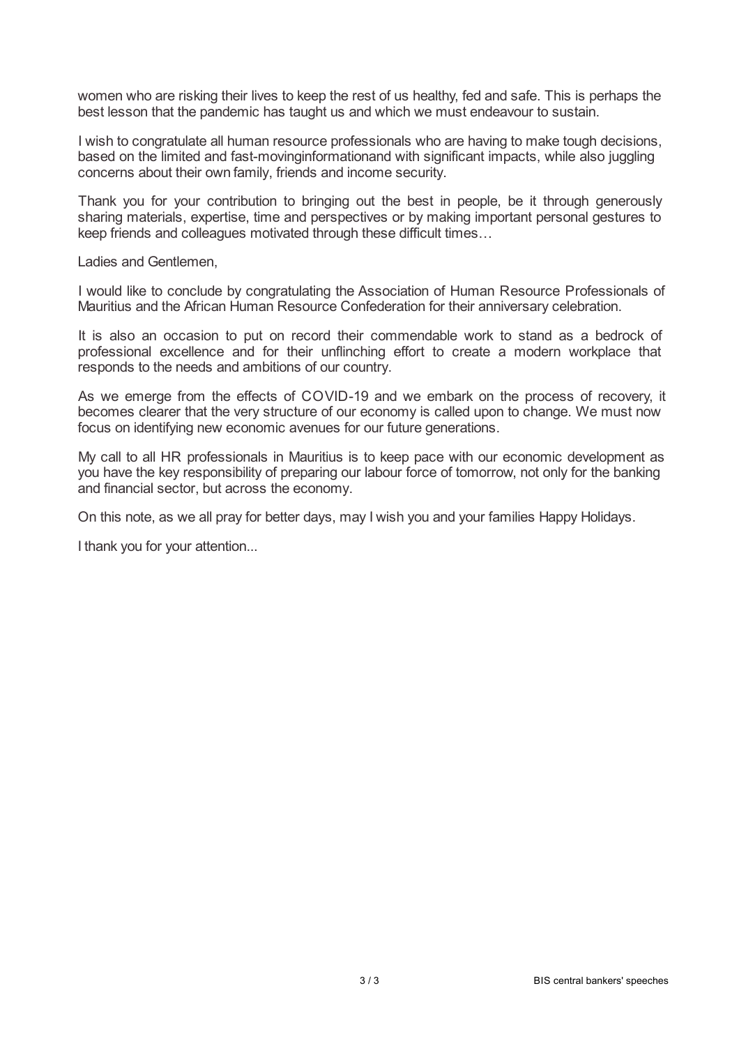women who are risking their lives to keep the rest of us healthy, fed and safe. This is perhaps the best lesson that the pandemic has taught us and which we must endeavour to sustain.

I wish to congratulate all human resource professionals who are having to make tough decisions, based on the limited and fast-movinginformationand with significant impacts, while also juggling concerns about their own family, friends and income security.

Thank you for your contribution to bringing out the best in people, be it through generously sharing materials, expertise, time and perspectives or by making important personal gestures to keep friends and colleagues motivated through these difficult times…

Ladies and Gentlemen,

I would like to conclude by congratulating the Association of Human Resource Professionals of Mauritius and the African Human Resource Confederation for their anniversary celebration.

It is also an occasion to put on record their commendable work to stand as a bedrock of professional excellence and for their unflinching effort to create a modern workplace that responds to the needs and ambitions of our country.

As we emerge from the effects of COVID-19 and we embark on the process of recovery, it becomes clearer that the very structure of our economy is called upon to change. We must now focus on identifying new economic avenues for our future generations.

My call to all HR professionals in Mauritius is to keep pace with our economic development as you have the key responsibility of preparing our labour force of tomorrow, not only for the banking and financial sector, but across the economy.

On this note, as we all pray for better days, may I wish you and your families Happy Holidays.

I thank you for your attention...